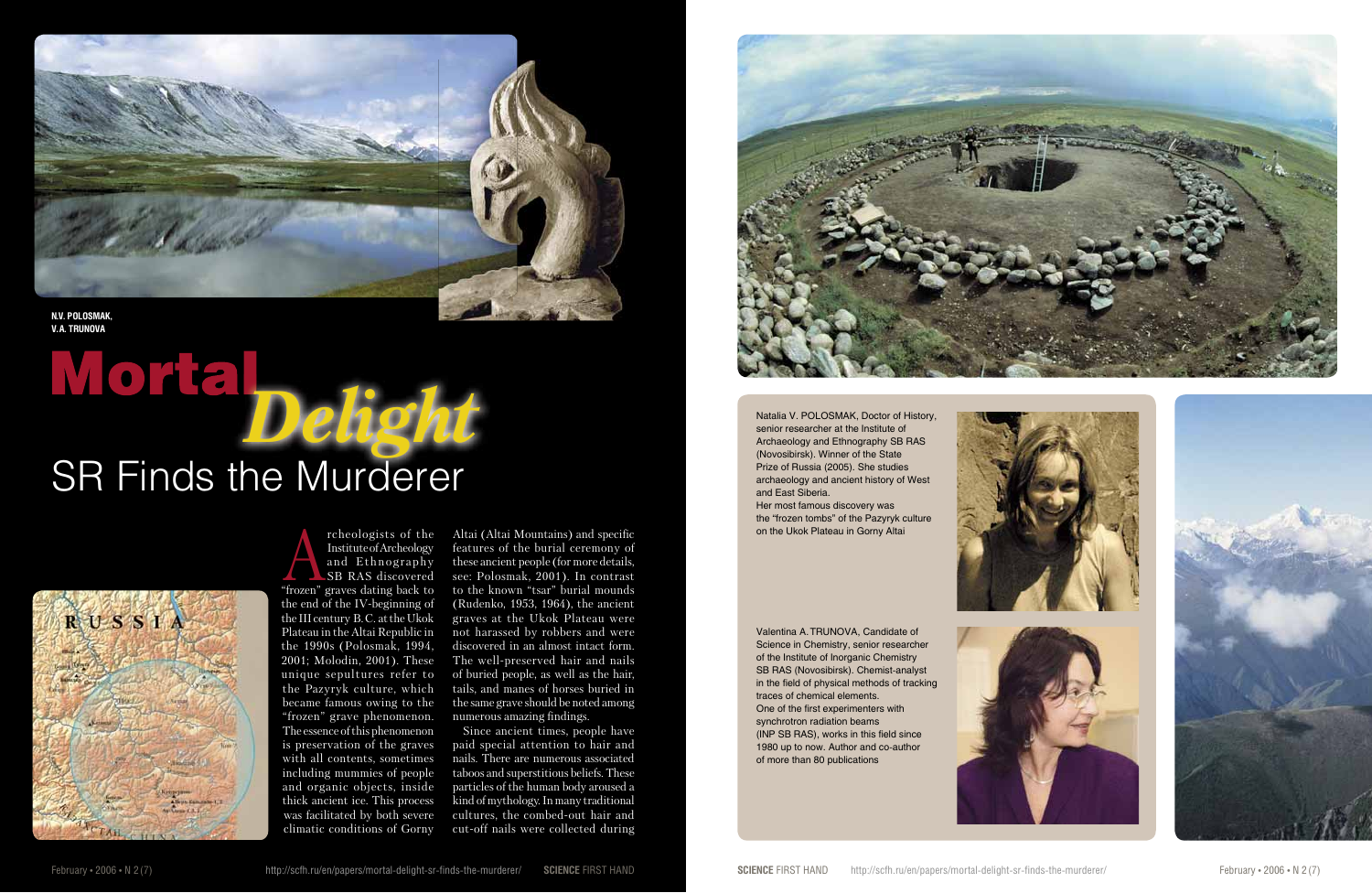N.V. POLOSMAK,
V.A. TRUNOVA

# Mortal *Delight*

## SR Finds the Murderer

Archeologists of the Institute of Archeology and Ethnography SB RAS discovered "frozen" graves dating back to the end of the IV-beginning of the III century B.C. at the Ukok Plateau in the Altai Republic in the 1990s (Polosmak, 1994, 2001; Molodin, 2001). These unique sepultures refer to the Pazyryk culture, which became famous owing to the "frozen" grave phenomenon. The essence of this phenomenon is preservation of the graves with all contents, sometimes including mummies of people and organic objects, inside thick ancient ice. This process was facilitated by both severe climatic conditions of Gorny Altai (Altai Mountains) and specific features of the burial ceremony of these ancient people (for more details, see: Polosmak, 2001). In contrast to the known "tsar" burial mounds (Rudenko, 1953, 1964), the ancient graves at the Ukok Plateau were not harassed by robbers and were discovered in an almost intact form. The well-preserved hair and nails of buried people, as well as the hair, tails, and manes of horses buried in the same grave should be noted among numerous amazing findings.

Since ancient times, people have paid special attention to hair and nails. There are numerous associated taboos and superstitious beliefs. These particles of the human body aroused a kind of mythology. In many traditional cultures, the combed-out hair and cut-off nails were collected during

Natalia V. POLOSMAK, Doctor of History, senior researcher at the Institute of Archaeology and Ethnography SB RAS (Novosibirsk). Winner of the State Prize of Russia (2005). She studies archaeology and ancient history of West and East Siberia. Her most famous discovery was the "frozen tombs" of the Pazyryk culture on the Ukok Plateau in Gorny Altai

Valentina A. TRUNOVA, Candidate of Science in Chemistry, senior researcher of the Institute of Inorganic Chemistry SB RAS (Novosibirsk). Chemist-analyst in the field of physical methods of tracking traces of chemical elements. One of the first experimenters with synchrotron radiation beams (INP SB RAS), works in this field since 1980 up to now. Author and co-author of more than 80 publications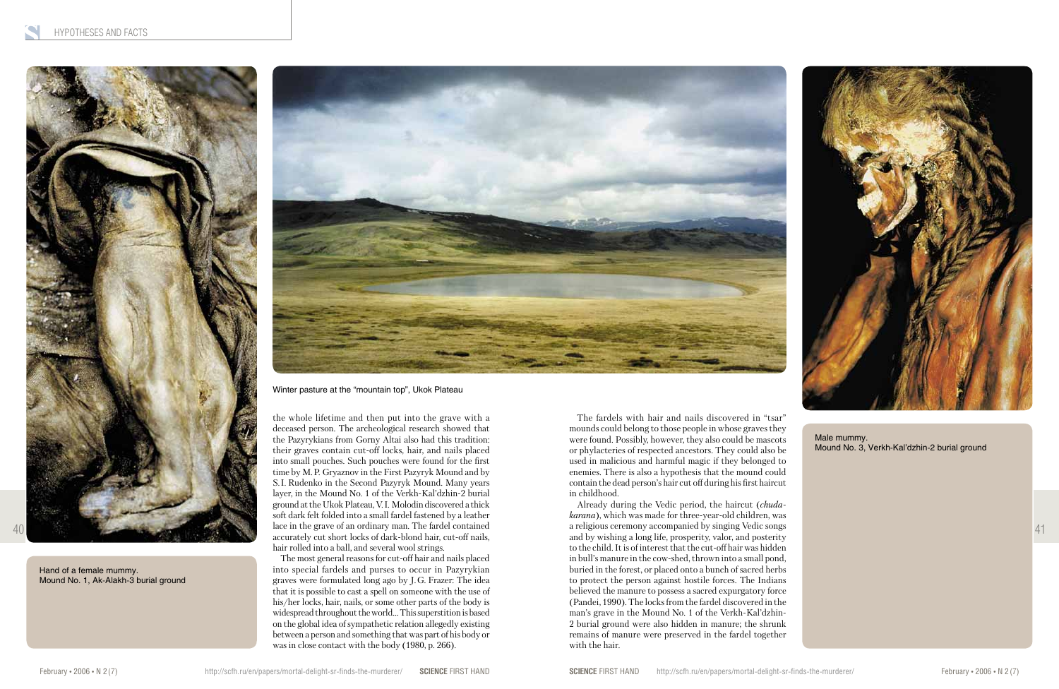Hand of a female mummy.
Mound No. 1, Ak-Alakh-3 burial ground

Winter pasture at the "mountain top", Ukok Plateau

the whole lifetime and then put into the grave with a deceased person. The archeological research showed that the Pazyrykians from Gorny Altai also had this tradition: their graves contain cut-off locks, hair, and nails placed into small pouches. Such pouches were found for the first time by M. P. Gryaznov in the First Pazyryk Mound and by S. I. Rudenko in the Second Pazyryk Mound. Many years layer, in the Mound No. 1 of the Verkh-Kal'dzhin-2 burial ground at the Ukok Plateau, V. I. Molodin discovered a thick soft dark felt folded into a small fardel fastened by a leather lace in the grave of an ordinary man. The fardel contained accurately cut short locks of dark-blond hair, cut-off nails, hair rolled into a ball, and several wool strings.

The most general reasons for cut-off hair and nails placed into special fardels and purses to occur in Pazyrykian graves were formulated long ago by J. G. Frazer: The idea that it is possible to cast a spell on someone with the use of his/her locks, hair, nails, or some other parts of the body is widespread throughout the world... This superstition is based on the global idea of sympathetic relation allegedly existing between a person and something that was part of his body or was in close contact with the body (1980, p. 266).

The fardels with hair and nails discovered in "tsar" mounds could belong to those people in whose graves they were found. Possibly, however, they also could be mascots or phylacteries of respected ancestors. They could also be used in malicious and harmful magic if they belonged to enemies. There is also a hypothesis that the mound could contain the dead person's hair cut off during his first haircut in childhood.

Already during the Vedic period, the haircut (*chudakarana*), which was made for three-year-old children, was a religious ceremony accompanied by singing Vedic songs and by wishing a long life, prosperity, valor, and posterity to the child. It is of interest that the cut-off hair was hidden in bull's manure in the cow-shed, thrown into a small pond, buried in the forest, or placed onto a bunch of sacred herbs to protect the person against hostile forces. The Indians believed the manure to possess a sacred expurgatory force (Pandei, 1990). The locks from the fardel discovered in the man's grave in the Mound No. 1 of the Verkh-Kal'dzhin-2 burial ground were also hidden in manure; the shrunk remains of manure were preserved in the fardel together with the hair.

Male mummy.
Mound No. 3, Verkh-Kal'dzhin-2 burial ground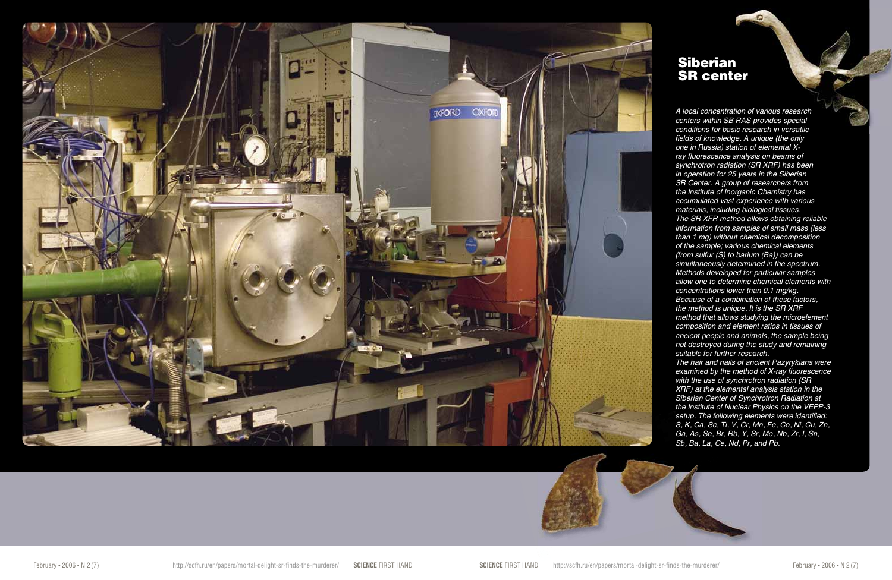## Siberian SR center

*A local concentration of various research centers within SB RAS provides special conditions for basic research in versatile fields of knowledge. A unique (the only one in Russia) station of elemental X-ray fluorescence analysis on beams of synchrotron radiation (SR XRF) has been in operation for 25 years in the Siberian SR Center. A group of researchers from the Institute of Inorganic Chemistry has accumulated vast experience with various materials, including biological tissues.*

*The SR XFR method allows obtaining reliable information from samples of small mass (less than 1 mg) without chemical decomposition of the sample; various chemical elements (from sulfur (S) to barium (Ba)) can be simultaneously determined in the spectrum. Methods developed for particular samples allow one to determine chemical elements with concentrations lower than 0.1 mg/kg. Because of a combination of these factors, the method is unique. It is the SR XRF method that allows studying the microelement composition and element ratios in tissues of ancient people and animals, the sample being not destroyed during the study and remaining suitable for further research.*

*The hair and nails of ancient Pazyrykians were examined by the method of X-ray fluorescence with the use of synchrotron radiation (SR XRF) at the elemental analysis station in the Siberian Center of Synchrotron Radiation at the Institute of Nuclear Physics on the VEPP-3 setup. The following elements were identified: S, K, Ca, Sc, Ti, V, Cr, Mn, Fe, Co, Ni, Cu, Zn, Ga, As, Se, Br, Rb, Y, Sr, Mo, Nb, Zr, I, Sn, Sb, Ba, La, Ce, Nd, Pr, and Pb.*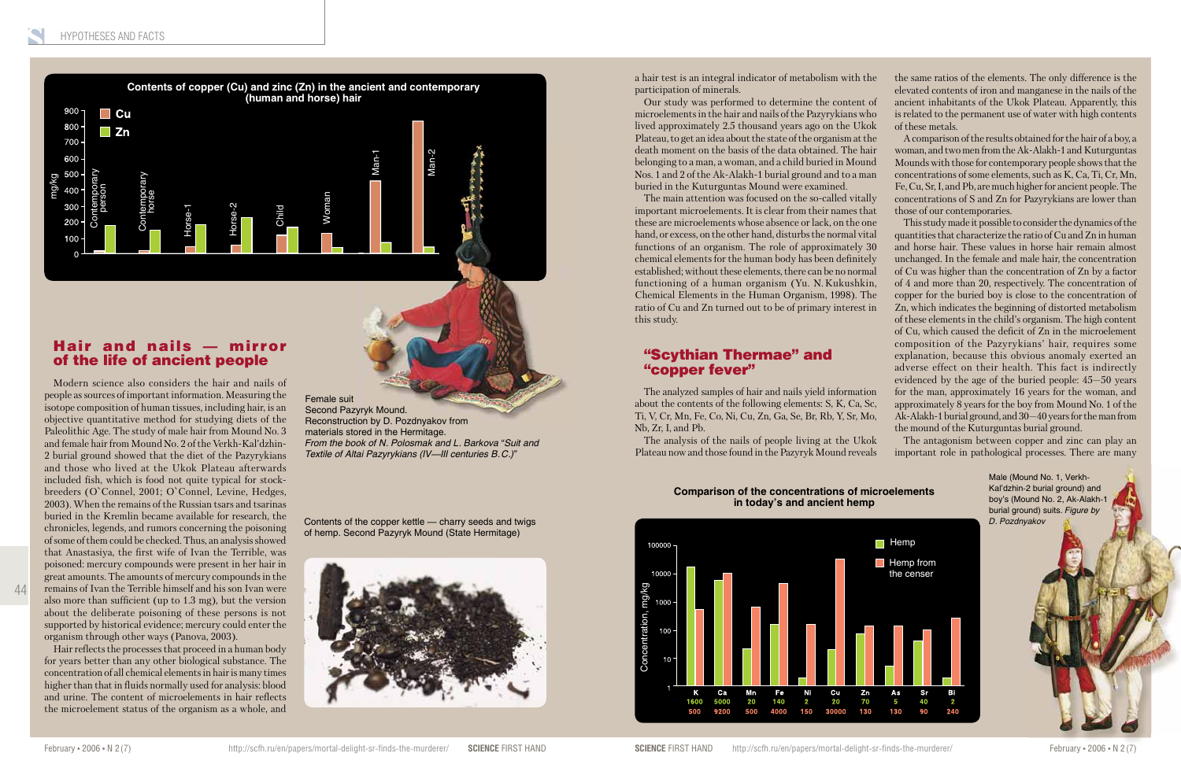Contents of copper (Cu) and zinc (Zn) in the ancient and contemporary (human and horse) hair

## Hair and nails — mirror of the life of ancient people

Modern science also considers the hair and nails of people as sources of important information. Measuring the isotope composition of human tissues, including hair, is an objective quantitative method for studying diets of the Paleolithic Age. The study of male hair from Mound No. 3 and female hair from Mound No. 2 of the Verkh-Kal'dzhin-2 burial ground showed that the diet of the Pazyrykians and those who lived at the Ukok Plateau afterwards included fish, which is food not quite typical for stock-breeders (O`Connel, 2001; O`Connel, Levine, Hedges, 2003). When the remains of the Russian tsars and tsarinas buried in the Kremlin became available for research, the chronicles, legends, and rumors concerning the poisoning of some of them could be checked. Thus, an analysis showed that Anastasiya, the first wife of Ivan the Terrible, was poisoned: mercury compounds were present in her hair in great amounts. The amounts of mercury compounds in the remains of Ivan the Terrible himself and his son Ivan were also more than sufficient (up to 1.3 mg), but the version about the deliberate poisoning of these persons is not supported by historical evidence; mercury could enter the organism through other ways (Panova, 2003).

Hair reflects the processes that proceed in a human body for years better than any other biological substance. The concentration of all chemical elements in hair is many times higher than that in fluids normally used for analysis: blood and urine. The content of microelements in hair reflects the microelement status of the organism as a whole, and a hair test is an integral indicator of metabolism with the participation of minerals.

Our study was performed to determine the content of microelements in the hair and nails of the Pazyrykians who lived approximately 2.5 thousand years ago on the Ukok Plateau, to get an idea about the state of the organism at the death moment on the basis of the data obtained. The hair belonging to a man, a woman, and a child buried in Mound Nos. 1 and 2 of the Ak-Alakh-1 burial ground and to a man buried in the Kuturguntas Mound were examined.

The main attention was focused on the so-called vitally important microelements. It is clear from their names that these are microelements whose absence or lack, on the one hand, or excess, on the other hand, disturbs the normal vital functions of an organism. The role of approximately 30 chemical elements for the human body has been definitely established; without these elements, there can be no normal functioning of a human organism (Yu. N. Kukushkin, Chemical Elements in the Human Organism, 1998). The ratio of Cu and Zn turned out to be of primary interest in this study.

Female suit
Second Pazyryk Mound.
Reconstruction by D. Pozdnyakov from materials stored in the Hermitage.
*From the book of N. Polosmak and L. Barkova "Suit and Textile of Altai Pazyrykians (IV—III centuries B.C.)"*

Contents of the copper kettle — charry seeds and twigs of hemp. Second Pazyryk Mound (State Hermitage)

## "Scythian Thermae" and "copper fever"

The analyzed samples of hair and nails yield information about the contents of the following elements: S, K, Ca, Sc, Ti, V, Cr, Mn, Fe, Co, Ni, Cu, Zn, Ga, Se, Br, Rb, Y, Sr, Mo, Nb, Zr, I, and Pb.

The analysis of the nails of people living at the Ukok Plateau now and those found in the Pazyryk Mound reveals the same ratios of the elements. The only difference is the elevated contents of iron and manganese in the nails of the ancient inhabitants of the Ukok Plateau. Apparently, this is related to the permanent use of water with high contents of these metals.

A comparison of the results obtained for the hair of a boy, a woman, and two men from the Ak-Alakh-1 and Kuturguntas Mounds with those for contemporary people shows that the concentrations of some elements, such as K, Ca, Ti, Cr, Mn, Fe, Cu, Sr, I, and Pb, are much higher for ancient people. The concentrations of S and Zn for Pazyrykians are lower than those of our contemporaries.

This study made it possible to consider the dynamics of the quantities that characterize the ratio of Cu and Zn in human and horse hair. These values in horse hair remain almost unchanged. In the female and male hair, the concentration of Cu was higher than the concentration of Zn by a factor of 4 and more than 20, respectively. The concentration of copper for the buried boy is close to the concentration of Zn, which indicates the beginning of distorted metabolism of these elements in the child's organism. The high content of Cu, which caused the deficit of Zn in the microelement composition of the Pazyrykians' hair, requires some explanation, because this obvious anomaly exerted an adverse effect on their health. This fact is indirectly evidenced by the age of the buried people: 45—50 years for the man, approximately 16 years for the woman, and approximately 8 years for the boy from Mound No. 1 of the Ak-Alakh-1 burial ground, and 30—40 years for the man from the mound of the Kuturguntas burial ground.

The antagonism between copper and zinc can play an important role in pathological processes. There are many

Comparison of the concentrations of microelements in today's and ancient hemp

| | K | Ca | Mn | Fe | Ni | Cu | Zn | As | Sr | Bi |
|---|---|---|---|---|---|---|---|---|---|---|
| Hemp | 1600 | 5000 | 20 | 140 | 2 | 20 | 70 | 5 | 40 | 2 |
| Hemp from the censer | 500 | 9200 | 500 | 4000 | 150 | 30000 | 130 | 130 | 90 | 240 |

Male (Mound No. 1, Verkh-Kal'dzhin-2 burial ground) and boy's (Mound No. 2, Ak-Alakh-1 burial ground) suits. *Figure by D. Pozdnyakov*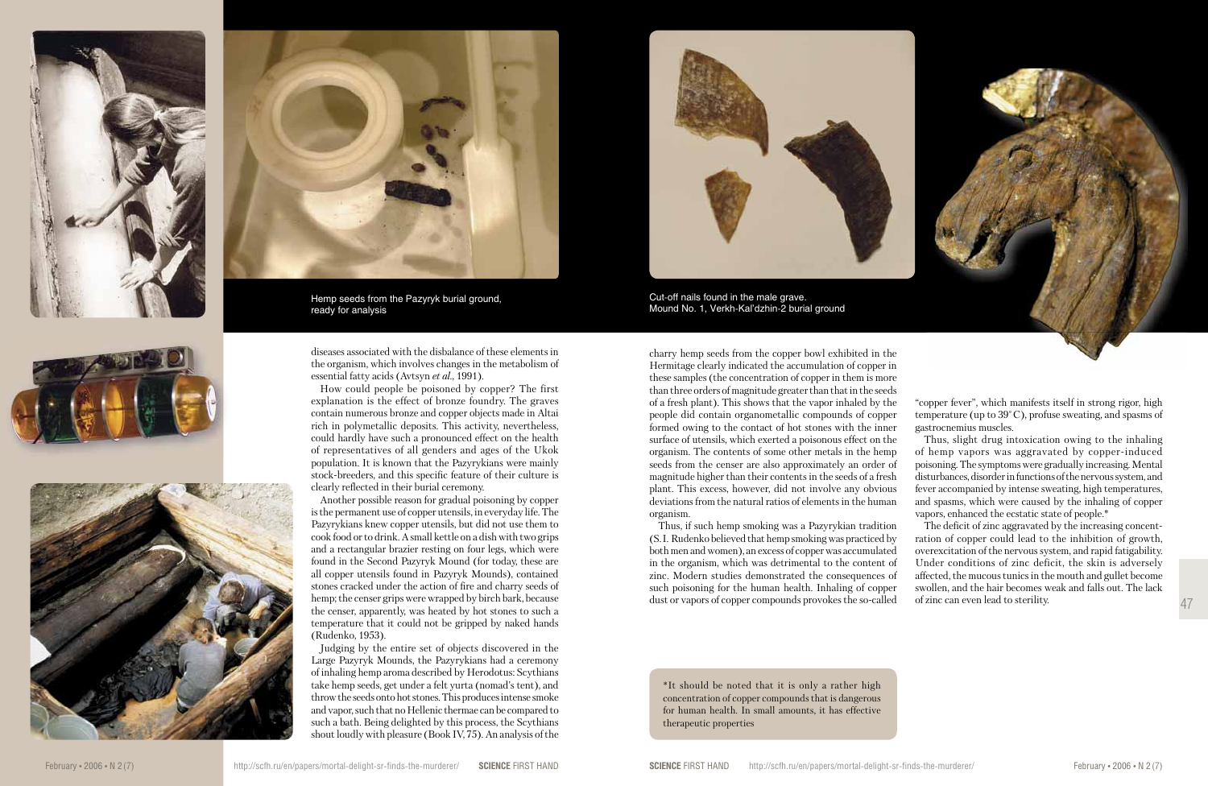Hemp seeds from the Pazyryk burial ground, ready for analysis

Cut-off nails found in the male grave. Mound No. 1, Verkh-Kal'dzhin-2 burial ground

diseases associated with the disbalance of these elements in the organism, which involves changes in the metabolism of essential fatty acids (Avtsyn *et al.*, 1991).

How could people be poisoned by copper? The first explanation is the effect of bronze foundry. The graves contain numerous bronze and copper objects made in Altai rich in polymetallic deposits. This activity, nevertheless, could hardly have such a pronounced effect on the health of representatives of all genders and ages of the Ukok population. It is known that the Pazyrykians were mainly stock-breeders, and this specific feature of their culture is clearly reflected in their burial ceremony.

Another possible reason for gradual poisoning by copper is the permanent use of copper utensils, in everyday life. The Pazyrykians knew copper utensils, but did not use them to cook food or to drink. A small kettle on a dish with two grips and a rectangular brazier resting on four legs, which were found in the Second Pazyryk Mound (for today, these are all copper utensils found in Pazyryk Mounds), contained stones cracked under the action of fire and charry seeds of hemp; the censer grips were wrapped by birch bark, because the censer, apparently, was heated by hot stones to such a temperature that it could not be gripped by naked hands (Rudenko, 1953).

Judging by the entire set of objects discovered in the Large Pazyryk Mounds, the Pazyrykians had a ceremony of inhaling hemp aroma described by Herodotus: Scythians take hemp seeds, get under a felt yurta (nomad's tent), and throw the seeds onto hot stones. This produces intense smoke and vapor, such that no Hellenic thermae can be compared to such a bath. Being delighted by this process, the Scythians shout loudly with pleasure (Book IV, 75). An analysis of the charry hemp seeds from the copper bowl exhibited in the Hermitage clearly indicated the accumulation of copper in these samples (the concentration of copper in them is more than three orders of magnitude greater than that in the seeds of a fresh plant). This shows that the vapor inhaled by the people did contain organometallic compounds of copper formed owing to the contact of hot stones with the inner surface of utensils, which exerted a poisonous effect on the organism. The contents of some other metals in the hemp seeds from the censer are also approximately an order of magnitude higher than their contents in the seeds of a fresh plant. This excess, however, did not involve any obvious deviations from the natural ratios of elements in the human organism.

Thus, if such hemp smoking was a Pazyrykian tradition (S. I. Rudenko believed that hemp smoking was practiced by both men and women), an excess of copper was accumulated in the organism, which was detrimental to the content of zinc. Modern studies demonstrated the consequences of such poisoning for the human health. Inhaling of copper dust or vapors of copper compounds provokes the so-called "copper fever", which manifests itself in strong rigor, high temperature (up to 39°C), profuse sweating, and spasms of gastrocnemius muscles.

Thus, slight drug intoxication owing to the inhaling of hemp vapors was aggravated by copper-induced poisoning. The symptoms were gradually increasing. Mental disturbances, disorder in functions of the nervous system, and fever accompanied by intense sweating, high temperatures, and spasms, which were caused by the inhaling of copper vapors, enhanced the ecstatic state of people.*

The deficit of zinc aggravated by the increasing concentration of copper could lead to the inhibition of growth, overexcitation of the nervous system, and rapid fatigability. Under conditions of zinc deficit, the skin is adversely affected, the mucous tunics in the mouth and gullet become swollen, and the hair becomes weak and falls out. The lack of zinc can even lead to sterility.

*It should be noted that it is only a rather high concentration of copper compounds that is dangerous for human health. In small amounts, it has effective therapeutic properties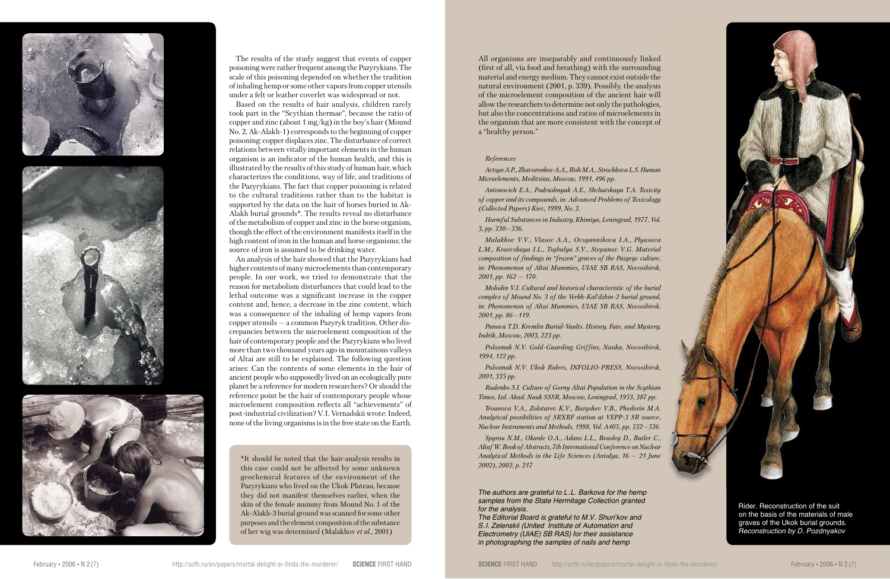The results of the study suggest that events of copper poisoning were rather frequent among the Pazyrykians. The scale of this poisoning depended on whether the tradition of inhaling hemp or some other vapors from copper utensils under a felt or leather coverlet was widespread or not.

Based on the results of hair analysis, children rarely took part in the "Scythian thermae", because the ratio of copper and zinc (about 1 mg/kg) in the boy's hair (Mound No. 2, Ak-Alakh-1) corresponds to the beginning of copper poisoning: copper displaces zinc. The disturbance of correct relations between vitally important elements in the human organism is an indicator of the human health, and this is illustrated by the results of this study of human hair, which characterizes the conditions, way of life, and traditions of the Pazyrykians. The fact that copper poisoning is related to the cultural traditions rather than to the habitat is supported by the data on the hair of horses buried in Ak-Alakh burial grounds*. The results reveal no disturbance of the metabolism of copper and zinc in the horse organism, though the effect of the environment manifests itself in the high content of iron in the human and horse organisms; the source of iron is assumed to be drinking water.

An analysis of the hair showed that the Pazyrykians had higher contents of many microelements than contemporary people. In our work, we tried to demonstrate that the reason for metabolism disturbances that could lead to the lethal outcome was a significant increase in the copper content and, hence, a decrease in the zinc content, which was a consequence of the inhaling of hemp vapors from copper utensils — a common Pazyryk tradition. Other discrepancies between the microelement composition of the hair of contemporary people and the Pazyrykians who lived more than two thousand years ago in mountainous valleys of Altai are still to be explained. The following question arises: Can the contents of some elements in the hair of ancient people who supposedly lived on an ecologically pure planet be a reference for modern researchers? Or should the reference point be the hair of contemporary people whose microelement composition reflects all "achievements" of post-industrial civilization? V.I. Vernadskii wrote: Indeed, none of the living organisms is in the free state on the Earth. All organisms are inseparably and continuously linked (first of all, via food and breathing) with the surrounding material and energy medium. They cannot exist outside the natural environment (2001, p. 339). Possibly, the analysis of the microelement composition of the ancient hair will allow the researchers to determine not only the pathologies, but also the concentrations and ratios of microelements in the organism that are more consistent with the concept of a "healthy person."

*It should be noted that the hair-analysis results in this case could not be affected by some unknown geochemical features of the environment of the Pazyrykians who lived on the Ukok Plateau, because they did not manifest themselves earlier, when the skin of the female mummy from Mound No. 1 of the Ak-Alakh-3 burial ground was scanned for some other purposes and the element composition of the substance of her wig was determined (Malakhov *et al.*, 2001)

*References*

*Avtsyn A.P., Zhavoronkov A.A., Rish M.A., Strochkova L.S. Human Microelements, Meditsina, Moscow, 1991, 496 pp.*

*Antonovich E.A., Podrushnyak A.E., Shchutskaya T.A. Toxicity of copper and its compounds, in: Advanced Problems of Toxicology (Collected Papers) Kiev, 1999, No. 3.*

*Harmful Substances in Industry, Khimiya, Leningrad, 1977, Vol. 3, pp. 330—336.*

*Malakhov V.V., Vlasov A.A., Ovsyannikova I.A., Plyasova L.M., Kraevskaya I.L., Tsybulya S.V., Stepanov V.G. Material composition of findings in "frozen" graves of the Pazyryc culture, in: Phenomenon of Altai Mummies, UIAE SB RAS, Novosibirsk, 2001, pp. 162 — 170.*

*Molodin V.I. Cultural and historical characteristic of the burial complex of Mound No. 3 of the Verkh-Kal'dzhin-2 burial ground, in: Phenomenon of Altai Mummies, UIAE SB RAS, Novosibirsk, 2001, pp. 86—119.*

*Panova T.D. Kremlin Burial-Vaults. History, Fate, and Mystery, Indrik, Moscow, 2003, 223 pp.*

*Polosmak N.V. Gold-Guarding Griffins, Nauka, Novosibirsk, 1994, 122 pp.*

*Polosmak N.V. Ukok Riders, INFOLIO-PRESS, Novosibirsk, 2001, 335 pp.*

*Rudenko S.I. Culture of Gorny Altai Population in the Scythian Times, Izd. Akad. Nauk SSSR, Moscow, Leningrad, 1953, 387 pp.*

*Trounova V.A., Zolotarev K.V., Baryshev V.B., Phedorin M.A. Analytical possibilities of SRXRF station at VEPP-3 SR source, Nuclear Instruments and Methods, 1998, Vol. A405, pp. 532—536.*

*Spyrou N.M., Okanle O.A., Adans L.L., Beasley D., Butler C., Altaf W. Book of Abstracts, 7th International Conference on Nuclear Analytical Methods in the Life Sciences (Antalya, 16 — 21 June 2002), 2002, p. 217*

*The authors are grateful to L.L. Barkova for the hemp samples from the State Hermitage Collection granted for the analysis.*

*The Editorial Board is grateful to M.V. Shun'kov and S.I. Zelenskii (United Institute of Automation and Electrometry (UIAE) SB RAS) for their assistance in photographing the samples of nails and hemp*

Rider. Reconstruction of the suit on the basis of the materials of male graves of the Ukok burial grounds. *Reconstruction by D. Pozdnyakov*